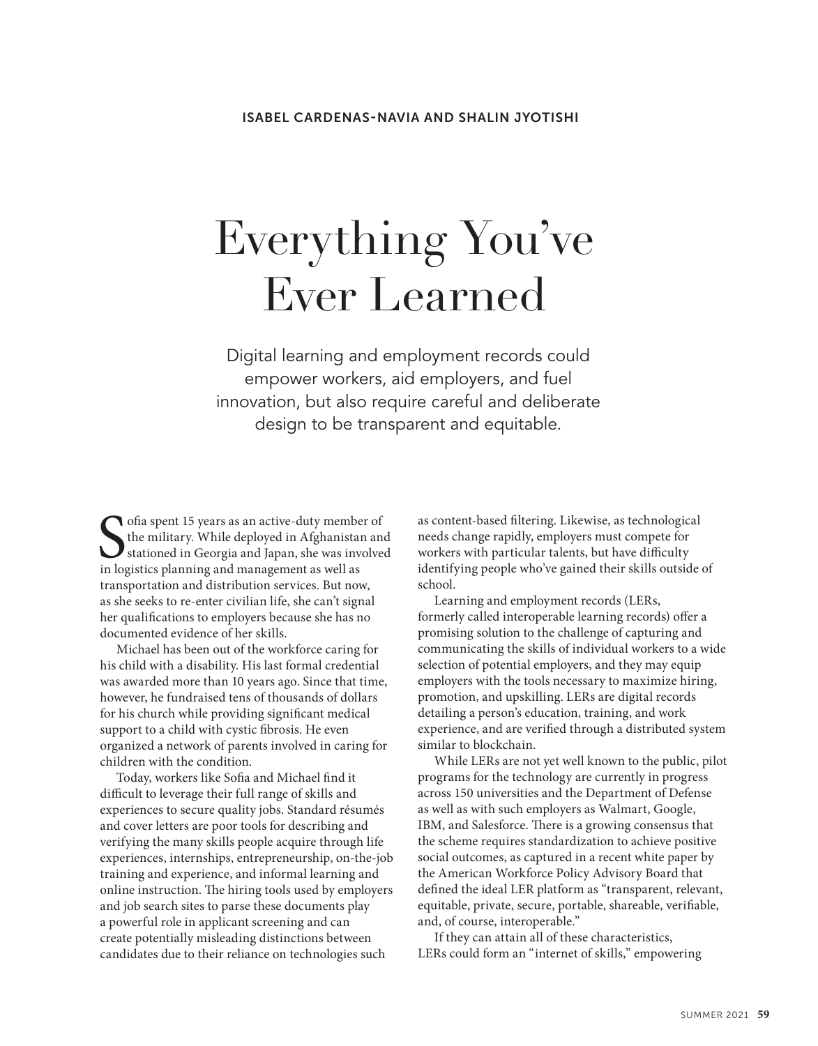ISABEL CARDENAS-NAVIA AND SHALIN JYOTISHI

# Everything You've Ever Learned

Digital learning and employment records could empower workers, aid employers, and fuel innovation, but also require careful and deliberate design to be transparent and equitable.

Sofia spent 15 years as an active-duty member of the military. While deployed in Afghanistan and stationed in Georgia and Japan, she was involved in logistics planning and management as well as transportation and distribution services. But now, as she seeks to re-enter civilian life, she can't signal her qualifications to employers because she has no documented evidence of her skills.

Michael has been out of the workforce caring for his child with a disability. His last formal credential was awarded more than 10 years ago. Since that time, however, he fundraised tens of thousands of dollars for his church while providing significant medical support to a child with cystic fibrosis. He even organized a network of parents involved in caring for children with the condition.

Today, workers like Sofia and Michael find it difficult to leverage their full range of skills and experiences to secure quality jobs. Standard résumés and cover letters are poor tools for describing and verifying the many skills people acquire through life experiences, internships, entrepreneurship, on-the-job training and experience, and informal learning and online instruction. The hiring tools used by employers and job search sites to parse these documents play a powerful role in applicant screening and can create potentially misleading distinctions between candidates due to their reliance on technologies such as content-based filtering. Likewise, as technological needs change rapidly, employers must compete for workers with particular talents, but have difficulty identifying people who've gained their skills outside of school.

Learning and employment records (LERs, formerly called interoperable learning records) offer a promising solution to the challenge of capturing and communicating the skills of individual workers to a wide selection of potential employers, and they may equip employers with the tools necessary to maximize hiring, promotion, and upskilling. LERs are digital records detailing a person's education, training, and work experience, and are verified through a distributed system similar to blockchain.

While LERs are not yet well known to the public, pilot programs for the technology are currently in progress across 150 universities and the Department of Defense as well as with such employers as Walmart, Google, IBM, and Salesforce. There is a growing consensus that the scheme requires standardization to achieve positive social outcomes, as captured in a recent white paper by the American Workforce Policy Advisory Board that defined the ideal LER platform as "transparent, relevant, equitable, private, secure, portable, shareable, verifiable, and, of course, interoperable."

If they can attain all of these characteristics, LERs could form an "internet of skills," empowering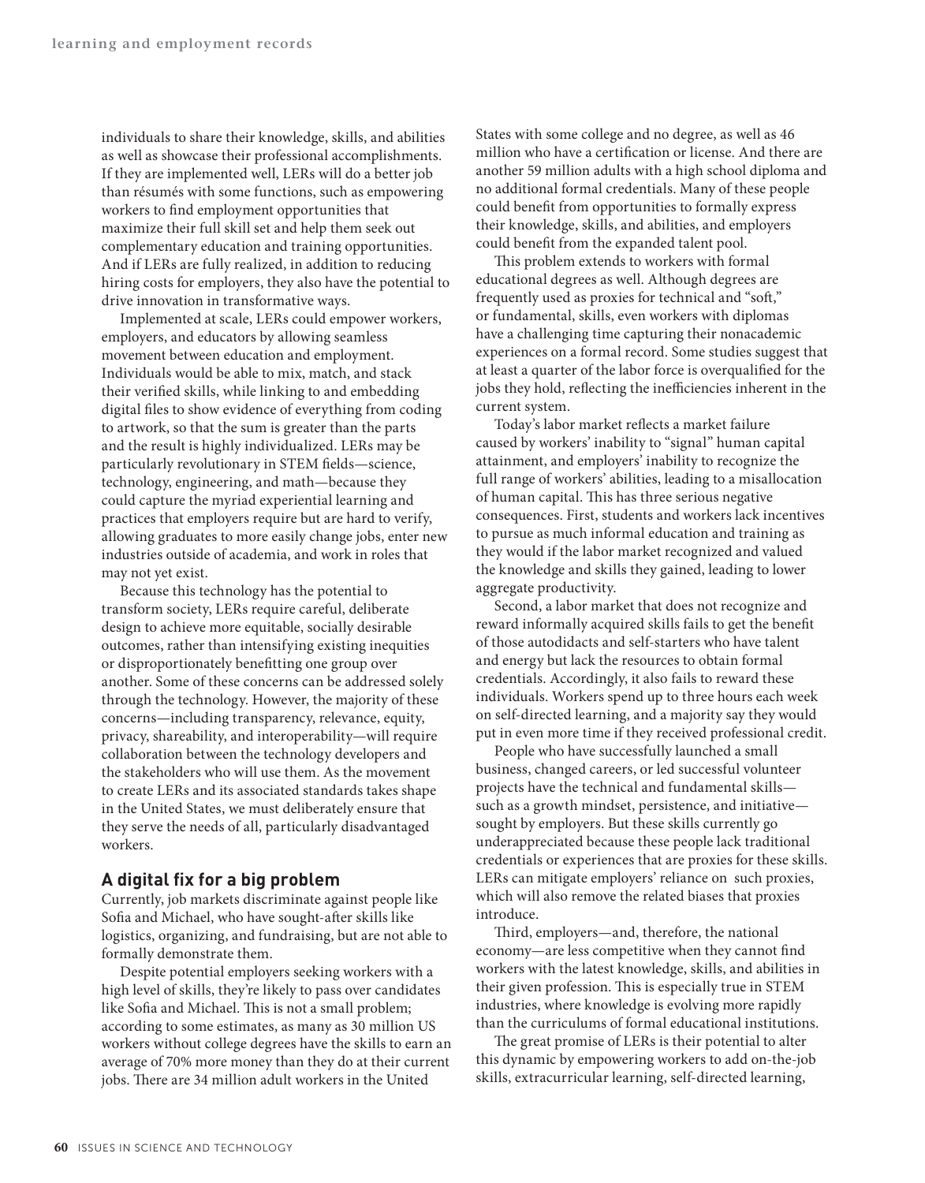individuals to share their knowledge, skills, and abilities as well as showcase their professional accomplishments. If they are implemented well, LERs will do a better job than résumés with some functions, such as empowering workers to find employment opportunities that maximize their full skill set and help them seek out complementary education and training opportunities. And if LERs are fully realized, in addition to reducing hiring costs for employers, they also have the potential to drive innovation in transformative ways.

Implemented at scale, LERs could empower workers, employers, and educators by allowing seamless movement between education and employment. Individuals would be able to mix, match, and stack their verified skills, while linking to and embedding digital files to show evidence of everything from coding to artwork, so that the sum is greater than the parts and the result is highly individualized. LERs may be particularly revolutionary in STEM fields—science, technology, engineering, and math—because they could capture the myriad experiential learning and practices that employers require but are hard to verify, allowing graduates to more easily change jobs, enter new industries outside of academia, and work in roles that may not yet exist.

Because this technology has the potential to transform society, LERs require careful, deliberate design to achieve more equitable, socially desirable outcomes, rather than intensifying existing inequities or disproportionately benefitting one group over another. Some of these concerns can be addressed solely through the technology. However, the majority of these concerns—including transparency, relevance, equity, privacy, shareability, and interoperability—will require collaboration between the technology developers and the stakeholders who will use them. As the movement to create LERs and its associated standards takes shape in the United States, we must deliberately ensure that they serve the needs of all, particularly disadvantaged workers.

## A digital fix for a big problem

Currently, job markets discriminate against people like Sofia and Michael, who have sought-after skills like logistics, organizing, and fundraising, but are not able to formally demonstrate them.

Despite potential employers seeking workers with a high level of skills, they're likely to pass over candidates like Sofia and Michael. This is not a small problem; according to some estimates, as many as 30 million US workers without college degrees have the skills to earn an average of 70% more money than they do at their current jobs. There are 34 million adult workers in the United States with some college and no degree, as well as 46 million who have a certification or license. And there are another 59 million adults with a high school diploma and no additional formal credentials. Many of these people could benefit from opportunities to formally express their knowledge, skills, and abilities, and employers could benefit from the expanded talent pool.

This problem extends to workers with formal educational degrees as well. Although degrees are frequently used as proxies for technical and "soft," or fundamental, skills, even workers with diplomas have a challenging time capturing their nonacademic experiences on a formal record. Some studies suggest that at least a quarter of the labor force is overqualified for the jobs they hold, reflecting the inefficiencies inherent in the current system.

Today's labor market reflects a market failure caused by workers' inability to "signal" human capital attainment, and employers' inability to recognize the full range of workers' abilities, leading to a misallocation of human capital. This has three serious negative consequences. First, students and workers lack incentives to pursue as much informal education and training as they would if the labor market recognized and valued the knowledge and skills they gained, leading to lower aggregate productivity.

Second, a labor market that does not recognize and reward informally acquired skills fails to get the benefit of those autodidacts and self-starters who have talent and energy but lack the resources to obtain formal credentials. Accordingly, it also fails to reward these individuals. Workers spend up to three hours each week on self-directed learning, and a majority say they would put in even more time if they received professional credit.

People who have successfully launched a small business, changed careers, or led successful volunteer projects have the technical and fundamental skills—such as a growth mindset, persistence, and initiative—sought by employers. But these skills currently go underappreciated because these people lack traditional credentials or experiences that are proxies for these skills. LERs can mitigate employers' reliance on such proxies, which will also remove the related biases that proxies introduce.

Third, employers—and, therefore, the national economy—are less competitive when they cannot find workers with the latest knowledge, skills, and abilities in their given profession. This is especially true in STEM industries, where knowledge is evolving more rapidly than the curriculums of formal educational institutions.

The great promise of LERs is their potential to alter this dynamic by empowering workers to add on-the-job skills, extracurricular learning, self-directed learning,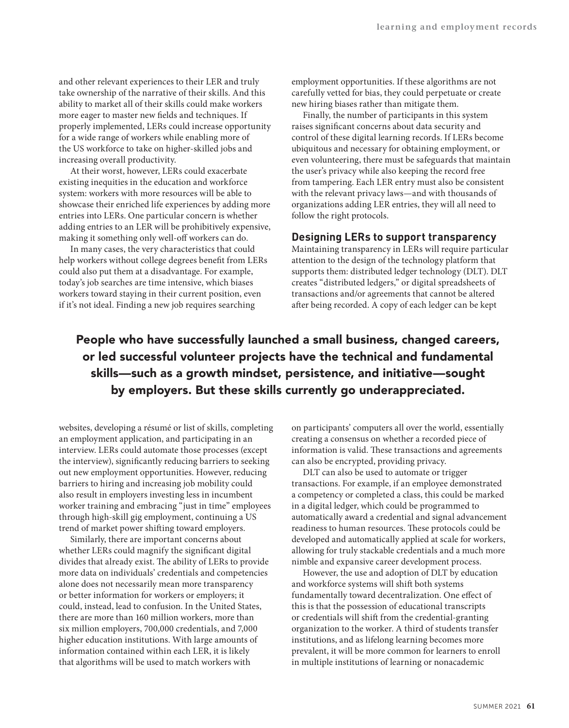and other relevant experiences to their LER and truly take ownership of the narrative of their skills. And this ability to market all of their skills could make workers more eager to master new fields and techniques. If properly implemented, LERs could increase opportunity for a wide range of workers while enabling more of the US workforce to take on higher-skilled jobs and increasing overall productivity.

At their worst, however, LERs could exacerbate existing inequities in the education and workforce system: workers with more resources will be able to showcase their enriched life experiences by adding more entries into LERs. One particular concern is whether adding entries to an LER will be prohibitively expensive, making it something only well-off workers can do.

In many cases, the very characteristics that could help workers without college degrees benefit from LERs could also put them at a disadvantage. For example, today's job searches are time intensive, which biases workers toward staying in their current position, even if it's not ideal. Finding a new job requires searching websites, developing a résumé or list of skills, completing an employment application, and participating in an interview. LERs could automate those processes (except the interview), significantly reducing barriers to seeking out new employment opportunities. However, reducing barriers to hiring and increasing job mobility could also result in employers investing less in incumbent worker training and embracing "just in time" employees through high-skill gig employment, continuing a US trend of market power shifting toward employers.

Similarly, there are important concerns about whether LERs could magnify the significant digital divides that already exist. The ability of LERs to provide more data on individuals' credentials and competencies alone does not necessarily mean more transparency or better information for workers or employers; it could, instead, lead to confusion. In the United States, there are more than 160 million workers, more than six million employers, 700,000 credentials, and 7,000 higher education institutions. With large amounts of information contained within each LER, it is likely that algorithms will be used to match workers with employment opportunities. If these algorithms are not carefully vetted for bias, they could perpetuate or create new hiring biases rather than mitigate them.

Finally, the number of participants in this system raises significant concerns about data security and control of these digital learning records. If LERs become ubiquitous and necessary for obtaining employment, or even volunteering, there must be safeguards that maintain the user's privacy while also keeping the record free from tampering. Each LER entry must also be consistent with the relevant privacy laws—and with thousands of organizations adding LER entries, they will all need to follow the right protocols.

**People who have successfully launched a small business, changed careers, or led successful volunteer projects have the technical and fundamental skills—such as a growth mindset, persistence, and initiative—sought by employers. But these skills currently go underappreciated.**

### Designing LERs to support transparency

Maintaining transparency in LERs will require particular attention to the design of the technology platform that supports them: distributed ledger technology (DLT). DLT creates "distributed ledgers," or digital spreadsheets of transactions and/or agreements that cannot be altered after being recorded. A copy of each ledger can be kept on participants' computers all over the world, essentially creating a consensus on whether a recorded piece of information is valid. These transactions and agreements can also be encrypted, providing privacy.

DLT can also be used to automate or trigger transactions. For example, if an employee demonstrated a competency or completed a class, this could be marked in a digital ledger, which could be programmed to automatically award a credential and signal advancement readiness to human resources. These protocols could be developed and automatically applied at scale for workers, allowing for truly stackable credentials and a much more nimble and expansive career development process.

However, the use and adoption of DLT by education and workforce systems will shift both systems fundamentally toward decentralization. One effect of this is that the possession of educational transcripts or credentials will shift from the credential-granting organization to the worker. A third of students transfer institutions, and as lifelong learning becomes more prevalent, it will be more common for learners to enroll in multiple institutions of learning or nonacademic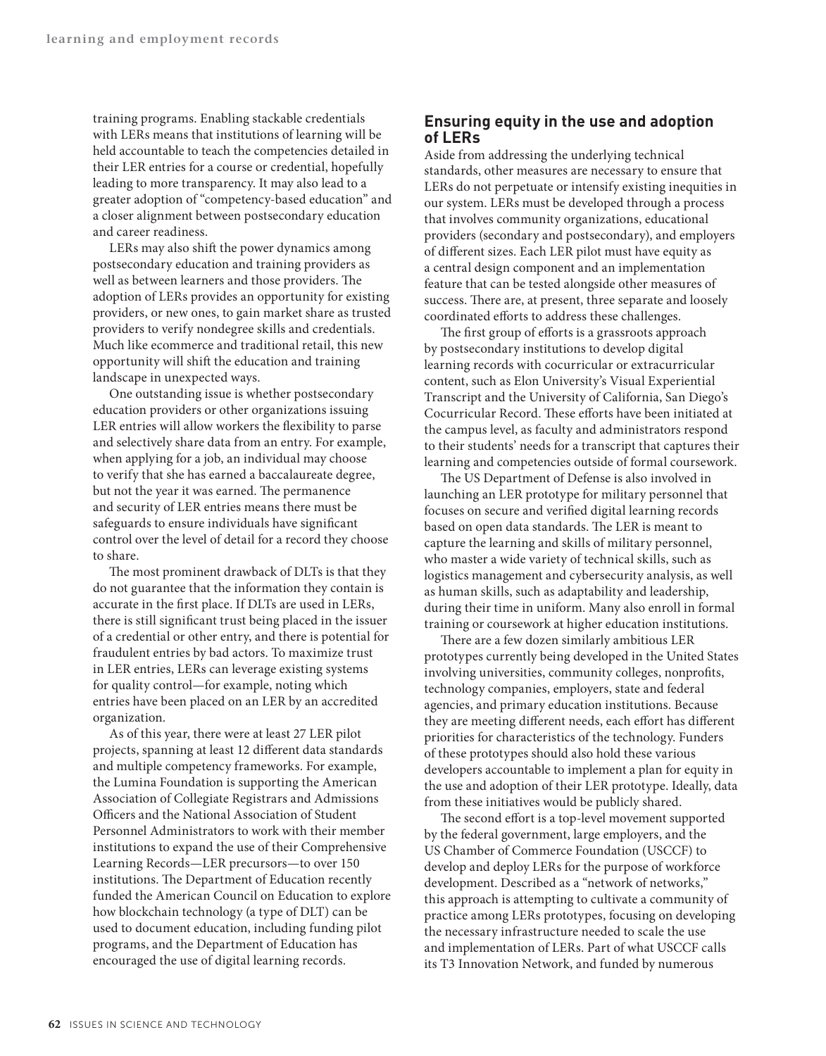training programs. Enabling stackable credentials with LERs means that institutions of learning will be held accountable to teach the competencies detailed in their LER entries for a course or credential, hopefully leading to more transparency. It may also lead to a greater adoption of "competency-based education" and a closer alignment between postsecondary education and career readiness.

LERs may also shift the power dynamics among postsecondary education and training providers as well as between learners and those providers. The adoption of LERs provides an opportunity for existing providers, or new ones, to gain market share as trusted providers to verify nondegree skills and credentials. Much like ecommerce and traditional retail, this new opportunity will shift the education and training landscape in unexpected ways.

One outstanding issue is whether postsecondary education providers or other organizations issuing LER entries will allow workers the flexibility to parse and selectively share data from an entry. For example, when applying for a job, an individual may choose to verify that she has earned a baccalaureate degree, but not the year it was earned. The permanence and security of LER entries means there must be safeguards to ensure individuals have significant control over the level of detail for a record they choose to share.

The most prominent drawback of DLTs is that they do not guarantee that the information they contain is accurate in the first place. If DLTs are used in LERs, there is still significant trust being placed in the issuer of a credential or other entry, and there is potential for fraudulent entries by bad actors. To maximize trust in LER entries, LERs can leverage existing systems for quality control—for example, noting which entries have been placed on an LER by an accredited organization.

As of this year, there were at least 27 LER pilot projects, spanning at least 12 different data standards and multiple competency frameworks. For example, the Lumina Foundation is supporting the American Association of Collegiate Registrars and Admissions Officers and the National Association of Student Personnel Administrators to work with their member institutions to expand the use of their Comprehensive Learning Records—LER precursors—to over 150 institutions. The Department of Education recently funded the American Council on Education to explore how blockchain technology (a type of DLT) can be used to document education, including funding pilot programs, and the Department of Education has encouraged the use of digital learning records.

## Ensuring equity in the use and adoption of LERs

Aside from addressing the underlying technical standards, other measures are necessary to ensure that LERs do not perpetuate or intensify existing inequities in our system. LERs must be developed through a process that involves community organizations, educational providers (secondary and postsecondary), and employers of different sizes. Each LER pilot must have equity as a central design component and an implementation feature that can be tested alongside other measures of success. There are, at present, three separate and loosely coordinated efforts to address these challenges.

The first group of efforts is a grassroots approach by postsecondary institutions to develop digital learning records with cocurricular or extracurricular content, such as Elon University's Visual Experiential Transcript and the University of California, San Diego's Cocurricular Record. These efforts have been initiated at the campus level, as faculty and administrators respond to their students' needs for a transcript that captures their learning and competencies outside of formal coursework.

The US Department of Defense is also involved in launching an LER prototype for military personnel that focuses on secure and verified digital learning records based on open data standards. The LER is meant to capture the learning and skills of military personnel, who master a wide variety of technical skills, such as logistics management and cybersecurity analysis, as well as human skills, such as adaptability and leadership, during their time in uniform. Many also enroll in formal training or coursework at higher education institutions.

There are a few dozen similarly ambitious LER prototypes currently being developed in the United States involving universities, community colleges, nonprofits, technology companies, employers, state and federal agencies, and primary education institutions. Because they are meeting different needs, each effort has different priorities for characteristics of the technology. Funders of these prototypes should also hold these various developers accountable to implement a plan for equity in the use and adoption of their LER prototype. Ideally, data from these initiatives would be publicly shared.

The second effort is a top-level movement supported by the federal government, large employers, and the US Chamber of Commerce Foundation (USCCF) to develop and deploy LERs for the purpose of workforce development. Described as a "network of networks," this approach is attempting to cultivate a community of practice among LERs prototypes, focusing on developing the necessary infrastructure needed to scale the use and implementation of LERs. Part of what USCCF calls its T3 Innovation Network, and funded by numerous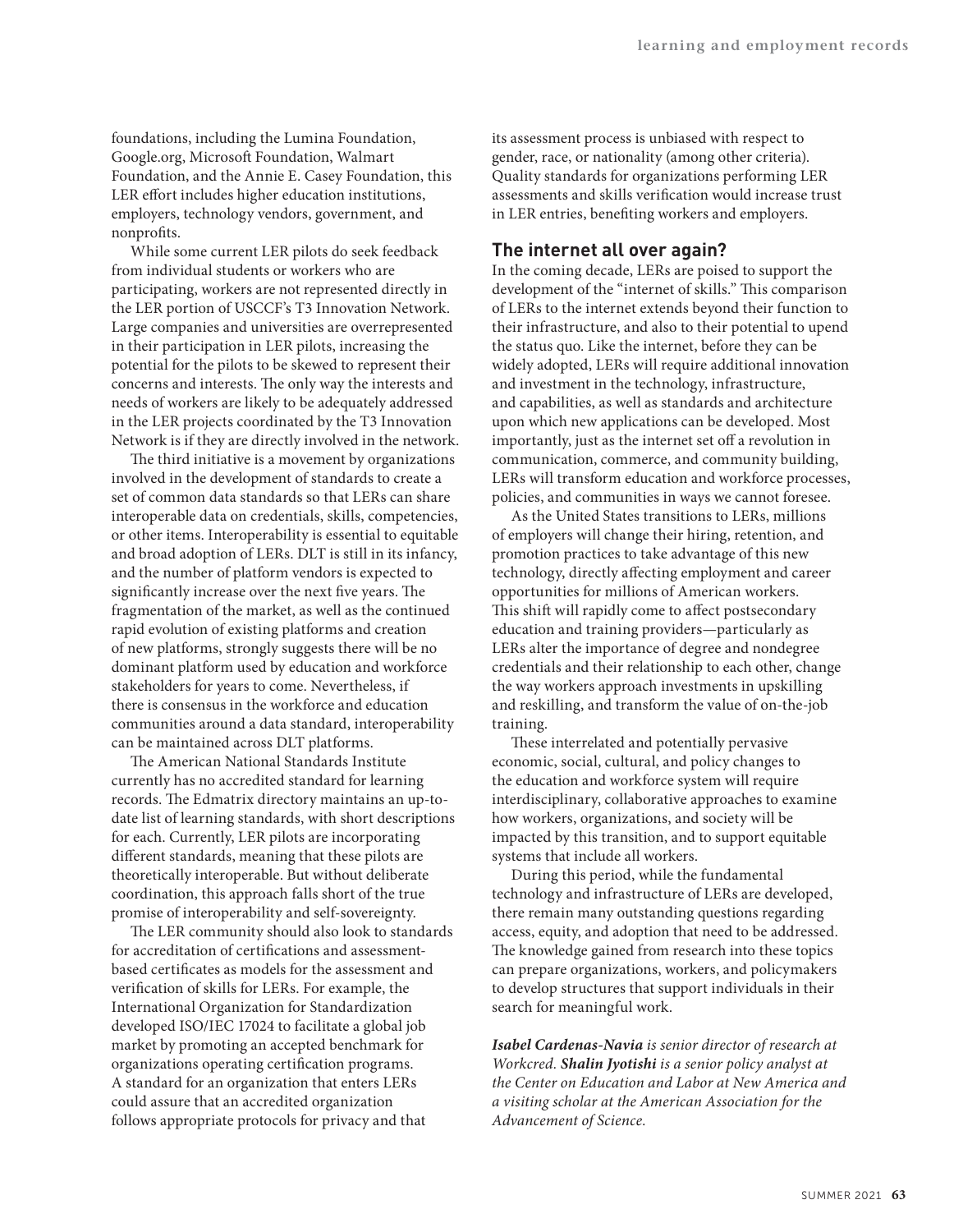foundations, including the Lumina Foundation, Google.org, Microsoft Foundation, Walmart Foundation, and the Annie E. Casey Foundation, this LER effort includes higher education institutions, employers, technology vendors, government, and nonprofits.

While some current LER pilots do seek feedback from individual students or workers who are participating, workers are not represented directly in the LER portion of USCCF's T3 Innovation Network. Large companies and universities are overrepresented in their participation in LER pilots, increasing the potential for the pilots to be skewed to represent their concerns and interests. The only way the interests and needs of workers are likely to be adequately addressed in the LER projects coordinated by the T3 Innovation Network is if they are directly involved in the network.

The third initiative is a movement by organizations involved in the development of standards to create a set of common data standards so that LERs can share interoperable data on credentials, skills, competencies, or other items. Interoperability is essential to equitable and broad adoption of LERs. DLT is still in its infancy, and the number of platform vendors is expected to significantly increase over the next five years. The fragmentation of the market, as well as the continued rapid evolution of existing platforms and creation of new platforms, strongly suggests there will be no dominant platform used by education and workforce stakeholders for years to come. Nevertheless, if there is consensus in the workforce and education communities around a data standard, interoperability can be maintained across DLT platforms.

The American National Standards Institute currently has no accredited standard for learning records. The Edmatrix directory maintains an up-to-date list of learning standards, with short descriptions for each. Currently, LER pilots are incorporating different standards, meaning that these pilots are theoretically interoperable. But without deliberate coordination, this approach falls short of the true promise of interoperability and self-sovereignty.

The LER community should also look to standards for accreditation of certifications and assessment-based certificates as models for the assessment and verification of skills for LERs. For example, the International Organization for Standardization developed ISO/IEC 17024 to facilitate a global job market by promoting an accepted benchmark for organizations operating certification programs. A standard for an organization that enters LERs could assure that an accredited organization follows appropriate protocols for privacy and that its assessment process is unbiased with respect to gender, race, or nationality (among other criteria). Quality standards for organizations performing LER assessments and skills verification would increase trust in LER entries, benefiting workers and employers.

## The internet all over again?

In the coming decade, LERs are poised to support the development of the "internet of skills." This comparison of LERs to the internet extends beyond their function to their infrastructure, and also to their potential to upend the status quo. Like the internet, before they can be widely adopted, LERs will require additional innovation and investment in the technology, infrastructure, and capabilities, as well as standards and architecture upon which new applications can be developed. Most importantly, just as the internet set off a revolution in communication, commerce, and community building, LERs will transform education and workforce processes, policies, and communities in ways we cannot foresee.

As the United States transitions to LERs, millions of employers will change their hiring, retention, and promotion practices to take advantage of this new technology, directly affecting employment and career opportunities for millions of American workers. This shift will rapidly come to affect postsecondary education and training providers—particularly as LERs alter the importance of degree and nondegree credentials and their relationship to each other, change the way workers approach investments in upskilling and reskilling, and transform the value of on-the-job training.

These interrelated and potentially pervasive economic, social, cultural, and policy changes to the education and workforce system will require interdisciplinary, collaborative approaches to examine how workers, organizations, and society will be impacted by this transition, and to support equitable systems that include all workers.

During this period, while the fundamental technology and infrastructure of LERs are developed, there remain many outstanding questions regarding access, equity, and adoption that need to be addressed. The knowledge gained from research into these topics can prepare organizations, workers, and policymakers to develop structures that support individuals in their search for meaningful work.

*__Isabel Cardenas-Navia__ is senior director of research at Workcred. __Shalin Jyotishi__ is a senior policy analyst at the Center on Education and Labor at New America and a visiting scholar at the American Association for the Advancement of Science.*